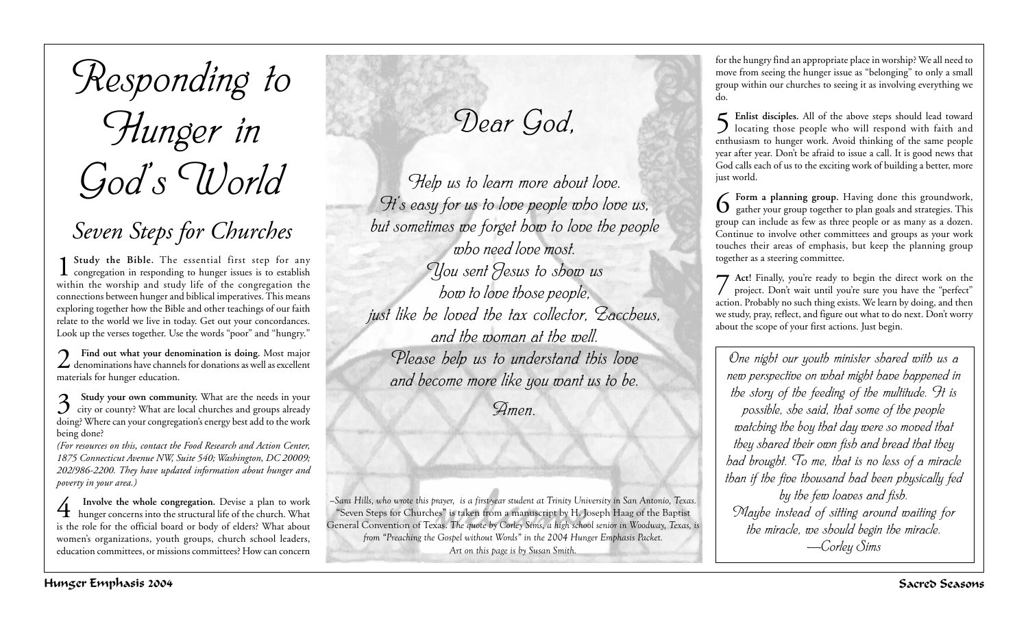# Responding to Hunger in God's World

## Seven Steps for Churches

**1 Study the Bible.** The essential first step for any congregation in responding to hunger issues is to establish within the worship and study life of the congregation the connections between hunger and biblical imperatives. This means exploring together how the Bible and other teachings of our faith relate to the world we live in today. Get out your concordances. Look up the verses together. Use the words "poor" and "hungry."

**2 Find out what your denomination is doing.** Most major denominations have channels for donations as well as excellent materials for hunger education.

**3 Study your own community.** What are the needs in your city or county? What are local churches and groups already doing? Where can your congregation's energy best add to the work being done?

*(For resources on this, contact the Food Research and Action Center, 1875 Connecticut Avenue NW, Suite 540; Washington, DC 20009; 202/986-2200. They have updated information about hunger and poverty in your area.)*

**4 Involve the whole congregation.** Devise a plan to work hunger concerns into the structural life of the church. What is the role for the official board or body of elders? What about women's organizations, youth groups, church school leaders, education committees, or missions committees? How can concern for the hungry find an appropriate place in worship? We all need to move from seeing the hunger issue as "belonging" to only a small group within our churches to seeing it as involving everything we do.

**5 Enlist disciples.** All of the above steps should lead toward locating those people who will respond with faith and enthusiasm to hunger work. Avoid thinking of the same people year after year. Don't be afraid to issue a call. It is good news that God calls each of us to the exciting work of building a better, more just world.

**6 Form a planning group.** Having done this groundwork, gather your group together to plan goals and strategies. This group can include as few as three people or as many as a dozen. Continue to involve other committees and groups as your work touches their areas of emphasis, but keep the planning group together as a steering committee.

**7 Act!** Finally, you're ready to begin the direct work on the project. Don't wait until you're sure you have the "perfect" action. Probably no such thing exists. We learn by doing, and then we study, pray, reflect, and figure out what to do next. Don't worry about the scope of your first actions. Just begin.

## Dear God,

*Help us to learn more about love.*
*It's easy for us to love people who love us,*
*but sometimes we forget how to love the people*
*who need love most.*
*You sent Jesus to show us*
*how to love those people,*
*just like he loved the tax collector, Zaccheus,*
*and the woman at the well.*
*Please help us to understand this love*
*and become more like you want us to be.*

*Amen.*

*–Sara Hills, who wrote this prayer, is a first-year student at Trinity University in San Antonio, Texas.* "Seven Steps for Churches" is taken from a manuscript by H. Joseph Haag of the Baptist General Convention of Texas. *The quote by Corley Sims, a high school senior in Woodway, Texas, is from "Preaching the Gospel without Words" in the 2004 Hunger Emphasis Packet. Art on this page is by Susan Smith.*

*One night our youth minister shared with us a new perspective on what might have happened in the story of the feeding of the multitude. It is possible, she said, that some of the people watching the boy that day were so moved that they shared their own fish and bread that they had brought. To me, that is no less of a miracle than if the five thousand had been physically fed by the few loaves and fish.*
*Maybe instead of sitting around waiting for the miracle, we should begin the miracle.*
*—Corley Sims*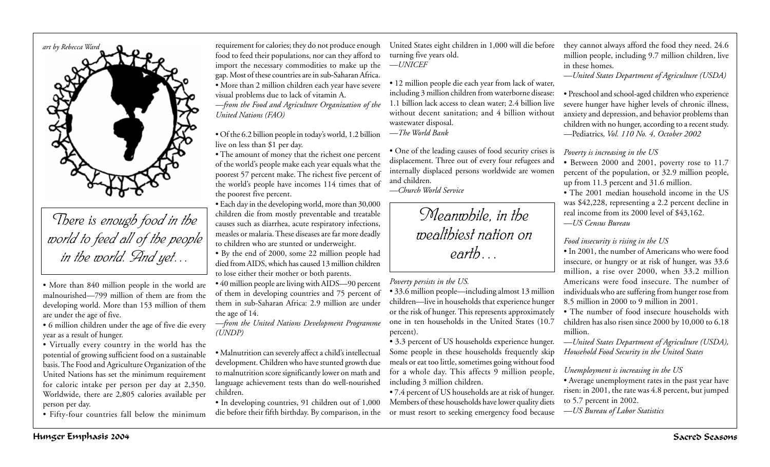art by Rebecca Ward

*There is enough food in the world to feed all of the people in the world. And yet…*

- More than 840 million people in the world are malnourished—799 million of them are from the developing world. More than 153 million of them are under the age of five.
- 6 million children under the age of five die every year as a result of hunger.
- Virtually every country in the world has the potential of growing sufficient food on a sustainable basis. The Food and Agriculture Organization of the United Nations has set the minimum requirement for caloric intake per person per day at 2,350. Worldwide, there are 2,805 calories available per person per day.
- Fifty-four countries fall below the minimum requirement for calories; they do not produce enough food to feed their populations, nor can they afford to import the necessary commodities to make up the gap. Most of these countries are in sub-Saharan Africa.
- More than 2 million children each year have severe visual problems due to lack of vitamin A.

*—from the Food and Agriculture Organization of the United Nations (FAO)*

- Of the 6.2 billion people in today's world, 1.2 billion live on less than $1 per day.
- The amount of money that the richest one percent of the world's people make each year equals what the poorest 57 percent make. The richest five percent of the world's people have incomes 114 times that of the poorest five percent.
- Each day in the developing world, more than 30,000 children die from mostly preventable and treatable causes such as diarrhea, acute respiratory infections, measles or malaria. These diseases are far more deadly to children who are stunted or underweight.
- By the end of 2000, some 22 million people had died from AIDS, which has caused 13 million children to lose either their mother or both parents.
- 40 million people are living with AIDS—90 percent of them in developing countries and 75 percent of them in sub-Saharan Africa: 2.9 million are under the age of 14.

*—from the United Nations Development Programme (UNDP)*

- Malnutrition can severely affect a child's intellectual development. Children who have stunted growth due to malnutrition score significantly lower on math and language achievement tests than do well-nourished children.
- In developing countries, 91 children out of 1,000 die before their fifth birthday. By comparison, in the United States eight children in 1,000 will die before turning five years old.

*—UNICEF*

- 12 million people die each year from lack of water, including 3 million children from waterborne disease: 1.1 billion lack access to clean water; 2.4 billion live without decent sanitation; and 4 billion without wastewater disposal.

*—The World Bank*

- One of the leading causes of food security crises is displacement. Three out of every four refugees and internally displaced persons worldwide are women and children.

*—Church World Service*

*Meanwhile, in the wealthiest nation on earth…*

*Poverty persists in the US.*

- 33.6 million people—including almost 13 million children—live in households that experience hunger or the risk of hunger. This represents approximately one in ten households in the United States (10.7 percent).
- 3.3 percent of US households experience hunger. Some people in these households frequently skip meals or eat too little, sometimes going without food for a whole day. This affects 9 million people, including 3 million children.
- 7.4 percent of US households are at risk of hunger. Members of these households have lower quality diets or must resort to seeking emergency food because they cannot always afford the food they need. 24.6 million people, including 9.7 million children, live in these homes.

*—United States Department of Agriculture (USDA)*

- Preschool and school-aged children who experience severe hunger have higher levels of chronic illness, anxiety and depression, and behavior problems than children with no hunger, according to a recent study.

—Pediatrics*, Vol. 110 No. 4, October 2002*

*Poverty is increasing in the US*

- Between 2000 and 2001, poverty rose to 11.7 percent of the population, or 32.9 million people, up from 11.3 percent and 31.6 million.
- The 2001 median household income in the US was $42,228, representing a 2.2 percent decline in real income from its 2000 level of $43,162.

*—US Census Bureau*

*Food insecurity is rising in the US*

- In 2001, the number of Americans who were food insecure, or hungry or at risk of hunger, was 33.6 million, a rise over 2000, when 33.2 million Americans were food insecure. The number of individuals who are suffering from hunger rose from 8.5 million in 2000 to 9 million in 2001.
- The number of food insecure households with children has also risen since 2000 by 10,000 to 6.18 million.

*—United States Department of Agriculture (USDA), Household Food Security in the United States*

*Unemployment is increasing in the US*

- Average unemployment rates in the past year have risen: in 2001, the rate was 4.8 percent, but jumped to 5.7 percent in 2002.

*—US Bureau of Labor Statistics*